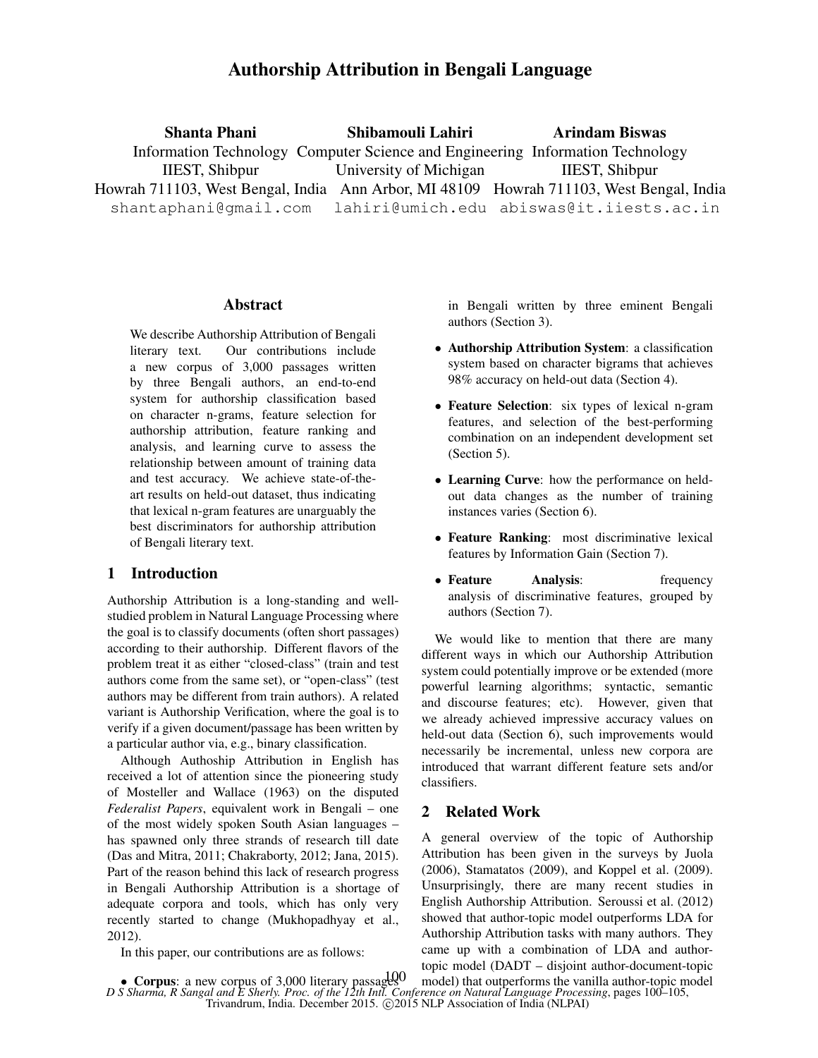# Authorship Attribution in Bengali Language

**Shanta Phani**
Information Technology
IIEST, Shibpur
Howrah 711103, West Bengal, India
shantaphani@gmail.com

**Shibamouli Lahiri**
Computer Science and Engineering
University of Michigan
Ann Arbor, MI 48109
lahiri@umich.edu

**Arindam Biswas**
Information Technology
IIEST, Shibpur
Howrah 711103, West Bengal, India
abiswas@it.iiests.ac.in

## Abstract

We describe Authorship Attribution of Bengali literary text. Our contributions include a new corpus of 3,000 passages written by three Bengali authors, an end-to-end system for authorship classification based on character n-grams, feature selection for authorship attribution, feature ranking and analysis, and learning curve to assess the relationship between amount of training data and test accuracy. We achieve state-of-the-art results on held-out dataset, thus indicating that lexical n-gram features are unarguably the best discriminators for authorship attribution of Bengali literary text.

## 1 Introduction

Authorship Attribution is a long-standing and well-studied problem in Natural Language Processing where the goal is to classify documents (often short passages) according to their authorship. Different flavors of the problem treat it as either "closed-class" (train and test authors come from the same set), or "open-class" (test authors may be different from train authors). A related variant is Authorship Verification, where the goal is to verify if a given document/passage has been written by a particular author via, e.g., binary classification.

Although Authoship Attribution in English has received a lot of attention since the pioneering study of Mosteller and Wallace (1963) on the disputed *Federalist Papers*, equivalent work in Bengali – one of the most widely spoken South Asian languages – has spawned only three strands of research till date (Das and Mitra, 2011; Chakraborty, 2012; Jana, 2015). Part of the reason behind this lack of research progress in Bengali Authorship Attribution is a shortage of adequate corpora and tools, which has only very recently started to change (Mukhopadhyay et al., 2012).

In this paper, our contributions are as follows:

- **Corpus**: a new corpus of 3,000 literary passages in Bengali written by three eminent Bengali authors (Section 3).
- **Authorship Attribution System**: a classification system based on character bigrams that achieves 98% accuracy on held-out data (Section 4).
- **Feature Selection**: six types of lexical n-gram features, and selection of the best-performing combination on an independent development set (Section 5).
- **Learning Curve**: how the performance on held-out data changes as the number of training instances varies (Section 6).
- **Feature Ranking**: most discriminative lexical features by Information Gain (Section 7).
- **Feature Analysis**: frequency analysis of discriminative features, grouped by authors (Section 7).

We would like to mention that there are many different ways in which our Authorship Attribution system could potentially improve or be extended (more powerful learning algorithms; syntactic, semantic and discourse features; etc). However, given that we already achieved impressive accuracy values on held-out data (Section 6), such improvements would necessarily be incremental, unless new corpora are introduced that warrant different feature sets and/or classifiers.

## 2 Related Work

A general overview of the topic of Authorship Attribution has been given in the surveys by Juola (2006), Stamatatos (2009), and Koppel et al. (2009). Unsurprisingly, there are many recent studies in English Authorship Attribution. Seroussi et al. (2012) showed that author-topic model outperforms LDA for Authorship Attribution tasks with many authors. They came up with a combination of LDA and author-topic model (DADT – disjoint author-document-topic model) that outperforms the vanilla author-topic model

D S Sharma, R Sangal and E Sherly. Proc. of the 12th Intl. Conference on Natural Language Processing, pages 100–105, Trivandrum, India. December 2015. ©2015 NLP Association of India (NLPAI)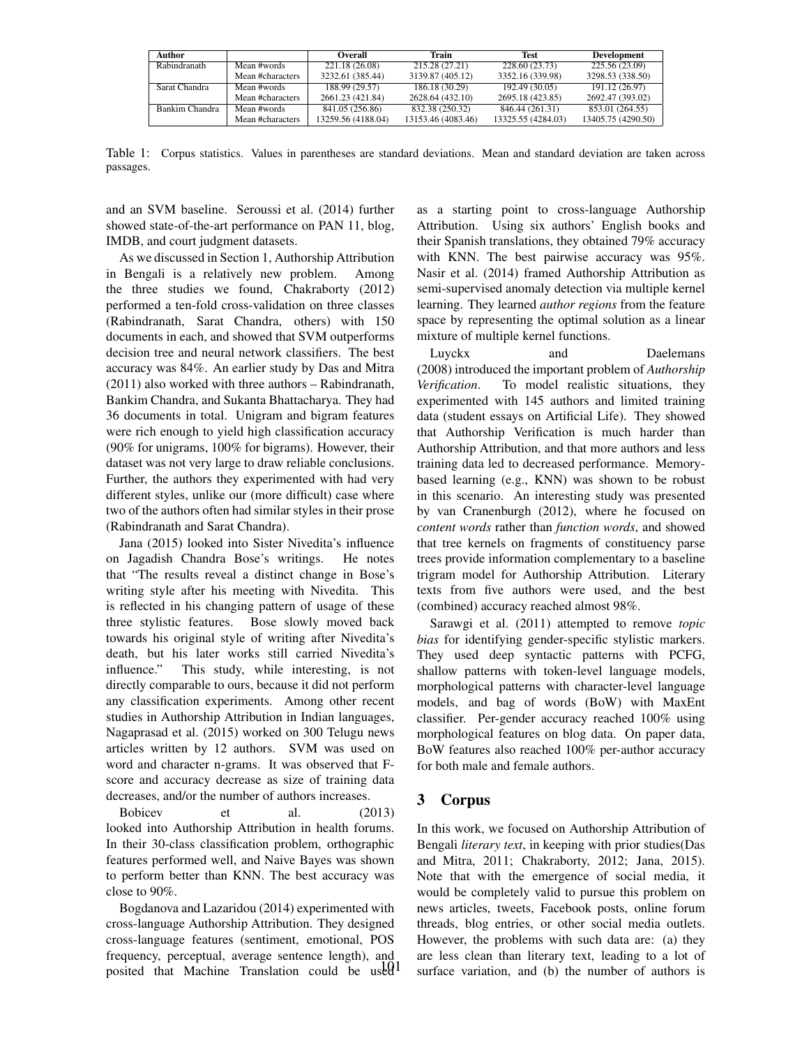| Author | | Overall | Train | Test | Development |
|---|---|---|---|---|---|
| Rabindranath | Mean #words | 221.18 (26.08) | 215.28 (27.21) | 228.60 (23.73) | 225.56 (23.09) |
| | Mean #characters | 3232.61 (385.44) | 3139.87 (405.12) | 3352.16 (339.98) | 3298.53 (338.50) |
| Sarat Chandra | Mean #words | 188.99 (29.57) | 186.18 (30.29) | 192.49 (30.05) | 191.12 (26.97) |
| | Mean #characters | 2661.23 (421.84) | 2628.64 (432.10) | 2695.18 (423.85) | 2692.47 (393.02) |
| Bankim Chandra | Mean #words | 841.05 (256.86) | 832.38 (250.32) | 846.44 (261.31) | 853.01 (264.55) |
| | Mean #characters | 13259.56 (4188.04) | 13153.46 (4083.46) | 13325.55 (4284.03) | 13405.75 (4290.50) |

Table 1: Corpus statistics. Values in parentheses are standard deviations. Mean and standard deviation are taken across passages.

and an SVM baseline. Seroussi et al. (2014) further showed state-of-the-art performance on PAN 11, blog, IMDB, and court judgment datasets.

As we discussed in Section 1, Authorship Attribution in Bengali is a relatively new problem. Among the three studies we found, Chakraborty (2012) performed a ten-fold cross-validation on three classes (Rabindranath, Sarat Chandra, others) with 150 documents in each, and showed that SVM outperforms decision tree and neural network classifiers. The best accuracy was 84%. An earlier study by Das and Mitra (2011) also worked with three authors – Rabindranath, Bankim Chandra, and Sukanta Bhattacharya. They had 36 documents in total. Unigram and bigram features were rich enough to yield high classification accuracy (90% for unigrams, 100% for bigrams). However, their dataset was not very large to draw reliable conclusions. Further, the authors they experimented with had very different styles, unlike our (more difficult) case where two of the authors often had similar styles in their prose (Rabindranath and Sarat Chandra).

Jana (2015) looked into Sister Nivedita's influence on Jagadish Chandra Bose's writings. He notes that "The results reveal a distinct change in Bose's writing style after his meeting with Nivedita. This is reflected in his changing pattern of usage of these three stylistic features. Bose slowly moved back towards his original style of writing after Nivedita's death, but his later works still carried Nivedita's influence." This study, while interesting, is not directly comparable to ours, because it did not perform any classification experiments. Among other recent studies in Authorship Attribution in Indian languages, Nagaprasad et al. (2015) worked on 300 Telugu news articles written by 12 authors. SVM was used on word and character n-grams. It was observed that F-score and accuracy decrease as size of training data decreases, and/or the number of authors increases.

Bobicev et al. (2013) looked into Authorship Attribution in health forums. In their 30-class classification problem, orthographic features performed well, and Naive Bayes was shown to perform better than KNN. The best accuracy was close to 90%.

Bogdanova and Lazaridou (2014) experimented with cross-language Authorship Attribution. They designed cross-language features (sentiment, emotional, POS frequency, perceptual, average sentence length), and posited that Machine Translation could be used as a starting point to cross-language Authorship Attribution. Using six authors' English books and their Spanish translations, they obtained 79% accuracy with KNN. The best pairwise accuracy was 95%. Nasir et al. (2014) framed Authorship Attribution as semi-supervised anomaly detection via multiple kernel learning. They learned *author regions* from the feature space by representing the optimal solution as a linear mixture of multiple kernel functions.

Luyckx and Daelemans (2008) introduced the important problem of *Authorship Verification*. To model realistic situations, they experimented with 145 authors and limited training data (student essays on Artificial Life). They showed that Authorship Verification is much harder than Authorship Attribution, and that more authors and less training data led to decreased performance. Memory-based learning (e.g., KNN) was shown to be robust in this scenario. An interesting study was presented by van Cranenburgh (2012), where he focused on *content words* rather than *function words*, and showed that tree kernels on fragments of constituency parse trees provide information complementary to a baseline trigram model for Authorship Attribution. Literary texts from five authors were used, and the best (combined) accuracy reached almost 98%.

Sarawgi et al. (2011) attempted to remove *topic bias* for identifying gender-specific stylistic markers. They used deep syntactic patterns with PCFG, shallow patterns with token-level language models, morphological patterns with character-level language models, and bag of words (BoW) with MaxEnt classifier. Per-gender accuracy reached 100% using morphological features on blog data. On paper data, BoW features also reached 100% per-author accuracy for both male and female authors.

## 3 Corpus

In this work, we focused on Authorship Attribution of Bengali *literary text*, in keeping with prior studies(Das and Mitra, 2011; Chakraborty, 2012; Jana, 2015). Note that with the emergence of social media, it would be completely valid to pursue this problem on news articles, tweets, Facebook posts, online forum threads, blog entries, or other social media outlets. However, the problems with such data are: (a) they are less clean than literary text, leading to a lot of surface variation, and (b) the number of authors is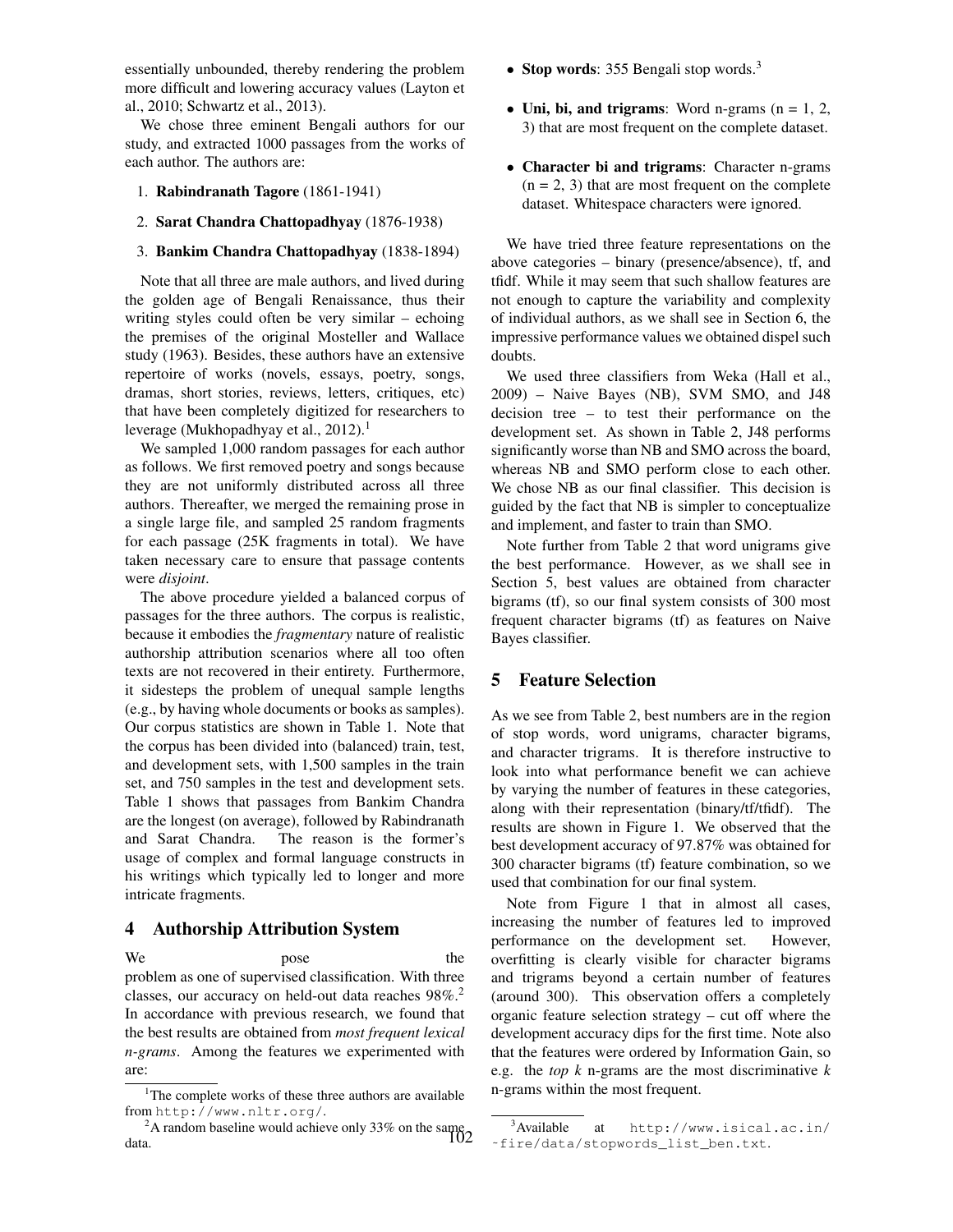essentially unbounded, thereby rendering the problem more difficult and lowering accuracy values (Layton et al., 2010; Schwartz et al., 2013).

We chose three eminent Bengali authors for our study, and extracted 1000 passages from the works of each author. The authors are:

1. **Rabindranath Tagore** (1861-1941)
2. **Sarat Chandra Chattopadhyay** (1876-1938)
3. **Bankim Chandra Chattopadhyay** (1838-1894)

Note that all three are male authors, and lived during the golden age of Bengali Renaissance, thus their writing styles could often be very similar – echoing the premises of the original Mosteller and Wallace study (1963). Besides, these authors have an extensive repertoire of works (novels, essays, poetry, songs, dramas, short stories, reviews, letters, critiques, etc) that have been completely digitized for researchers to leverage (Mukhopadhyay et al., 2012).[1]

We sampled 1,000 random passages for each author as follows. We first removed poetry and songs because they are not uniformly distributed across all three authors. Thereafter, we merged the remaining prose in a single large file, and sampled 25 random fragments for each passage (25K fragments in total). We have taken necessary care to ensure that passage contents were *disjoint*.

The above procedure yielded a balanced corpus of passages for the three authors. The corpus is realistic, because it embodies the *fragmentary* nature of realistic authorship attribution scenarios where all too often texts are not recovered in their entirety. Furthermore, it sidesteps the problem of unequal sample lengths (e.g., by having whole documents or books as samples). Our corpus statistics are shown in Table 1. Note that the corpus has been divided into (balanced) train, test, and development sets, with 1,500 samples in the train set, and 750 samples in the test and development sets. Table 1 shows that passages from Bankim Chandra are the longest (on average), followed by Rabindranath and Sarat Chandra. The reason is the former's usage of complex and formal language constructs in his writings which typically led to longer and more intricate fragments.

## 4 Authorship Attribution System

We pose the problem as one of supervised classification. With three classes, our accuracy on held-out data reaches 98%.[2] In accordance with previous research, we found that the best results are obtained from *most frequent lexical n-grams*. Among the features we experimented with are:

- **Stop words**: 355 Bengali stop words.[3]
- **Uni, bi, and trigrams**: Word n-grams (n = 1, 2, 3) that are most frequent on the complete dataset.
- **Character bi and trigrams**: Character n-grams (n = 2, 3) that are most frequent on the complete dataset. Whitespace characters were ignored.

We have tried three feature representations on the above categories – binary (presence/absence), tf, and tfidf. While it may seem that such shallow features are not enough to capture the variability and complexity of individual authors, as we shall see in Section 6, the impressive performance values we obtained dispel such doubts.

We used three classifiers from Weka (Hall et al., 2009) – Naive Bayes (NB), SVM SMO, and J48 decision tree – to test their performance on the development set. As shown in Table 2, J48 performs significantly worse than NB and SMO across the board, whereas NB and SMO perform close to each other. We chose NB as our final classifier. This decision is guided by the fact that NB is simpler to conceptualize and implement, and faster to train than SMO.

Note further from Table 2 that word unigrams give the best performance. However, as we shall see in Section 5, best values are obtained from character bigrams (tf), so our final system consists of 300 most frequent character bigrams (tf) as features on Naive Bayes classifier.

## 5 Feature Selection

As we see from Table 2, best numbers are in the region of stop words, word unigrams, character bigrams, and character trigrams. It is therefore instructive to look into what performance benefit we can achieve by varying the number of features in these categories, along with their representation (binary/tf/tfidf). The results are shown in Figure 1. We observed that the best development accuracy of 97.87% was obtained for 300 character bigrams (tf) feature combination, so we used that combination for our final system.

Note from Figure 1 that in almost all cases, increasing the number of features led to improved performance on the development set. However, overfitting is clearly visible for character bigrams and trigrams beyond a certain number of features (around 300). This observation offers a completely organic feature selection strategy – cut off where the development accuracy dips for the first time. Note also that the features were ordered by Information Gain, so e.g. the *top k* n-grams are the most discriminative *k* n-grams within the most frequent.

---

[1] The complete works of these three authors are available from http://www.nltr.org/.

[2] A random baseline would achieve only 33% on the same data.

[3] Available at http://www.isical.ac.in/~fire/data/stopwords_list_ben.txt.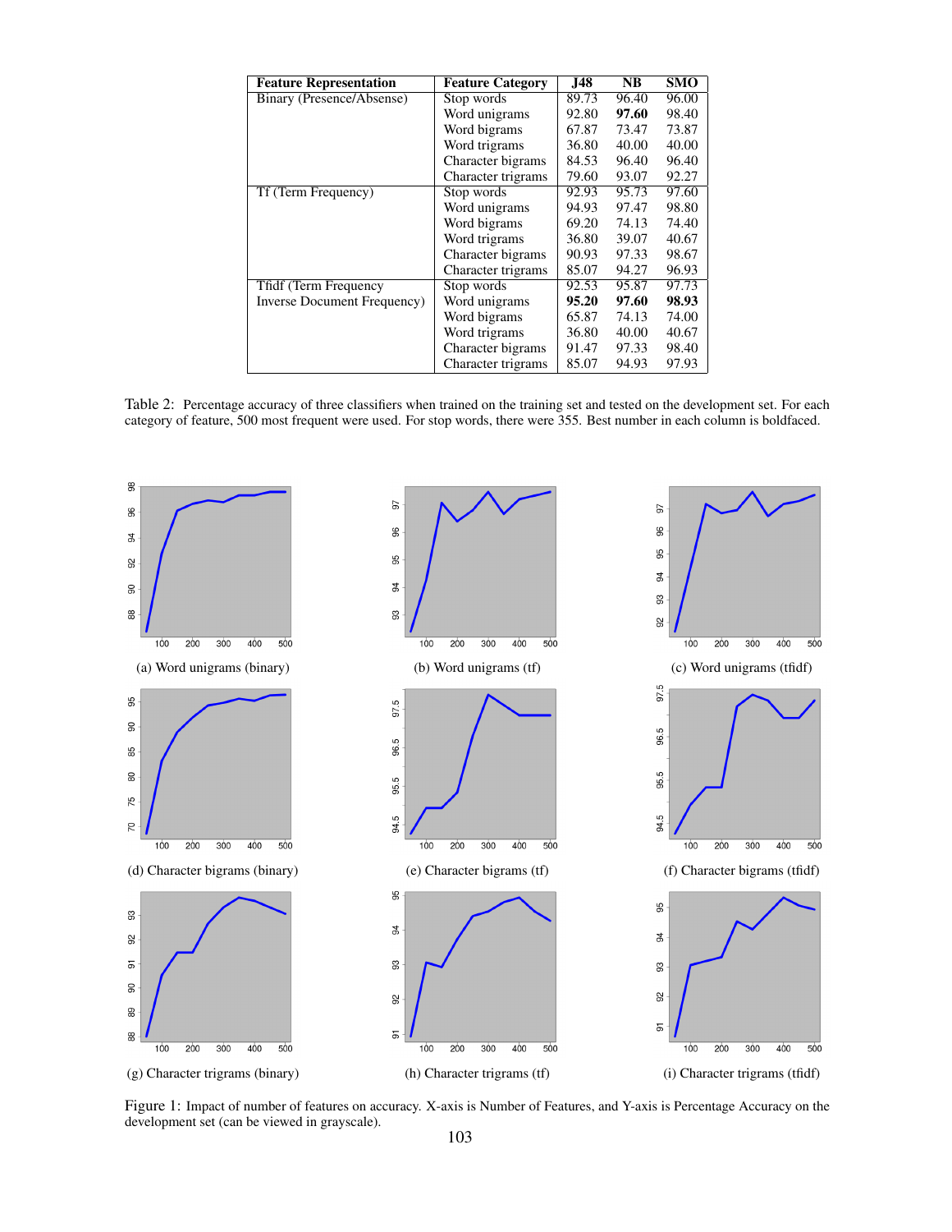| Feature Representation | Feature Category | J48 | NB | SMO |
|---|---|---|---|---|
| Binary (Presence/Absense) | Stop words | 89.73 | 96.40 | 96.00 |
| | Word unigrams | 92.80 | **97.60** | 98.40 |
| | Word bigrams | 67.87 | 73.47 | 73.87 |
| | Word trigrams | 36.80 | 40.00 | 40.00 |
| | Character bigrams | 84.53 | 96.40 | 96.40 |
| | Character trigrams | 79.60 | 93.07 | 92.27 |
| Tf (Term Frequency) | Stop words | 92.93 | 95.73 | 97.60 |
| | Word unigrams | 94.93 | 97.47 | 98.80 |
| | Word bigrams | 69.20 | 74.13 | 74.40 |
| | Word trigrams | 36.80 | 39.07 | 40.67 |
| | Character bigrams | 90.93 | 97.33 | 98.67 |
| | Character trigrams | 85.07 | 94.27 | 96.93 |
| Tfidf (Term Frequency Inverse Document Frequency) | Stop words | 92.53 | 95.87 | 97.73 |
| | Word unigrams | **95.20** | **97.60** | **98.93** |
| | Word bigrams | 65.87 | 74.13 | 74.00 |
| | Word trigrams | 36.80 | 40.00 | 40.67 |
| | Character bigrams | 91.47 | 97.33 | 98.40 |
| | Character trigrams | 85.07 | 94.93 | 97.93 |

Table 2: Percentage accuracy of three classifiers when trained on the training set and tested on the development set. For each category of feature, 500 most frequent were used. For stop words, there were 355. Best number in each column is boldfaced.

(a) Word unigrams (binary)

(b) Word unigrams (tf)

(c) Word unigrams (tfidf)

(d) Character bigrams (binary)

(e) Character bigrams (tf)

(f) Character bigrams (tfidf)

(g) Character trigrams (binary)

(h) Character trigrams (tf)

(i) Character trigrams (tfidf)

Figure 1: Impact of number of features on accuracy. X-axis is Number of Features, and Y-axis is Percentage Accuracy on the development set (can be viewed in grayscale).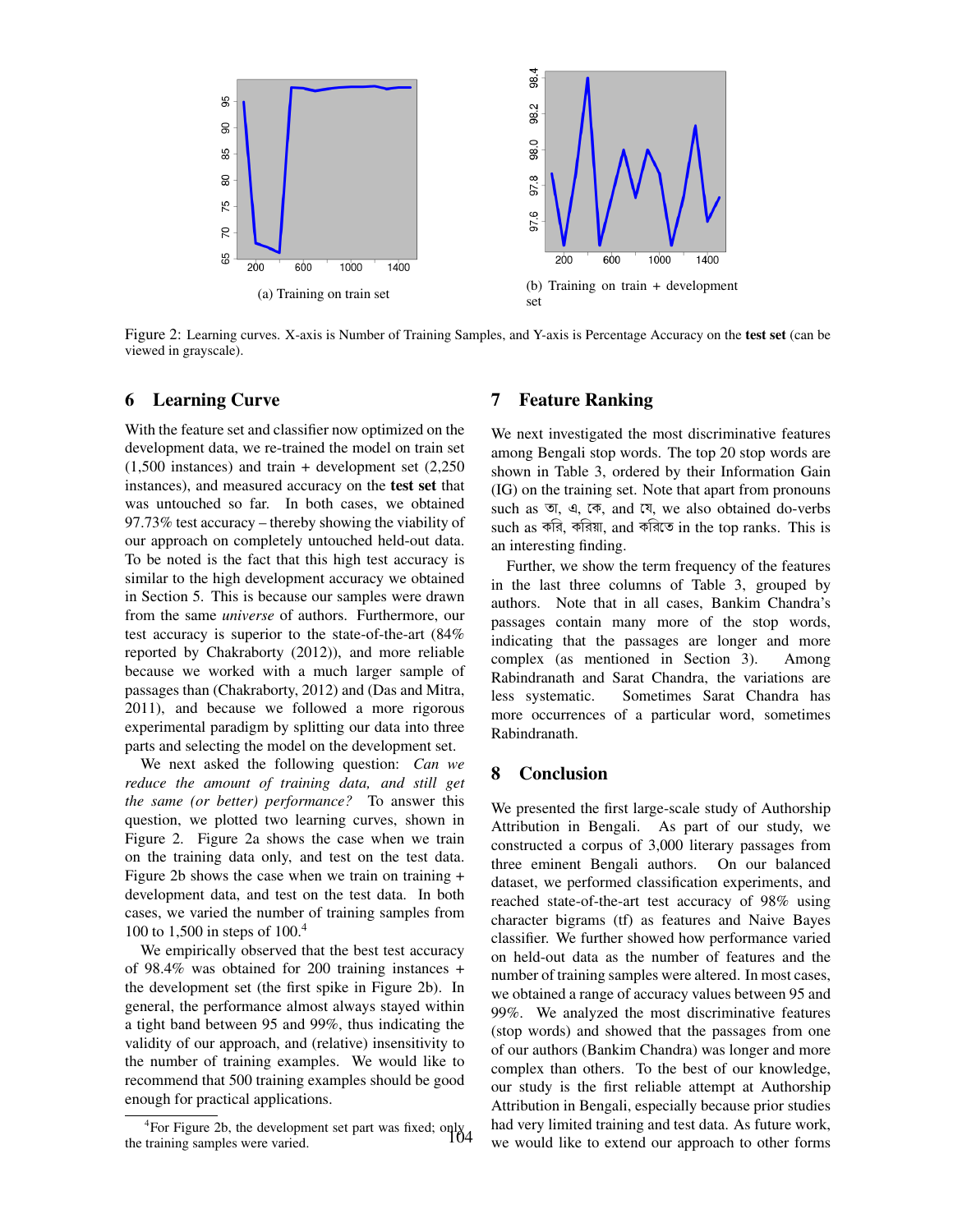(a) Training on train set

(b) Training on train + development set

Figure 2: Learning curves. X-axis is Number of Training Samples, and Y-axis is Percentage Accuracy on the **test set** (can be viewed in grayscale).

## 6 Learning Curve

With the feature set and classifier now optimized on the development data, we re-trained the model on train set (1,500 instances) and train + development set (2,250 instances), and measured accuracy on the **test set** that was untouched so far. In both cases, we obtained 97.73% test accuracy – thereby showing the viability of our approach on completely untouched held-out data. To be noted is the fact that this high test accuracy is similar to the high development accuracy we obtained in Section 5. This is because our samples were drawn from the same *universe* of authors. Furthermore, our test accuracy is superior to the state-of-the-art (84% reported by Chakraborty (2012)), and more reliable because we worked with a much larger sample of passages than (Chakraborty, 2012) and (Das and Mitra, 2011), and because we followed a more rigorous experimental paradigm by splitting our data into three parts and selecting the model on the development set.

We next asked the following question: *Can we reduce the amount of training data, and still get the same (or better) performance?* To answer this question, we plotted two learning curves, shown in Figure 2. Figure 2a shows the case when we train on the training data only, and test on the test data. Figure 2b shows the case when we train on training + development data, and test on the test data. In both cases, we varied the number of training samples from 100 to 1,500 in steps of 100.[4]

We empirically observed that the best test accuracy of 98.4% was obtained for 200 training instances + the development set (the first spike in Figure 2b). In general, the performance almost always stayed within a tight band between 95 and 99%, thus indicating the validity of our approach, and (relative) insensitivity to the number of training examples. We would like to recommend that 500 training examples should be good enough for practical applications.

[4]For Figure 2b, the development set part was fixed; only the training samples were varied.

## 7 Feature Ranking

We next investigated the most discriminative features among Bengali stop words. The top 20 stop words are shown in Table 3, ordered by their Information Gain (IG) on the training set. Note that apart from pronouns such as তা, এ, কে, and যে, we also obtained do-verbs such as করি, করিয়া, and করিতে in the top ranks. This is an interesting finding.

Further, we show the term frequency of the features in the last three columns of Table 3, grouped by authors. Note that in all cases, Bankim Chandra's passages contain many more of the stop words, indicating that the passages are longer and more complex (as mentioned in Section 3). Among Rabindranath and Sarat Chandra, the variations are less systematic. Sometimes Sarat Chandra has more occurrences of a particular word, sometimes Rabindranath.

## 8 Conclusion

We presented the first large-scale study of Authorship Attribution in Bengali. As part of our study, we constructed a corpus of 3,000 literary passages from three eminent Bengali authors. On our balanced dataset, we performed classification experiments, and reached state-of-the-art test accuracy of 98% using character bigrams (tf) as features and Naive Bayes classifier. We further showed how performance varied on held-out data as the number of features and the number of training samples were altered. In most cases, we obtained a range of accuracy values between 95 and 99%. We analyzed the most discriminative features (stop words) and showed that the passages from one of our authors (Bankim Chandra) was longer and more complex than others. To the best of our knowledge, our study is the first reliable attempt at Authorship Attribution in Bengali, especially because prior studies had very limited training and test data. As future work, we would like to extend our approach to other forms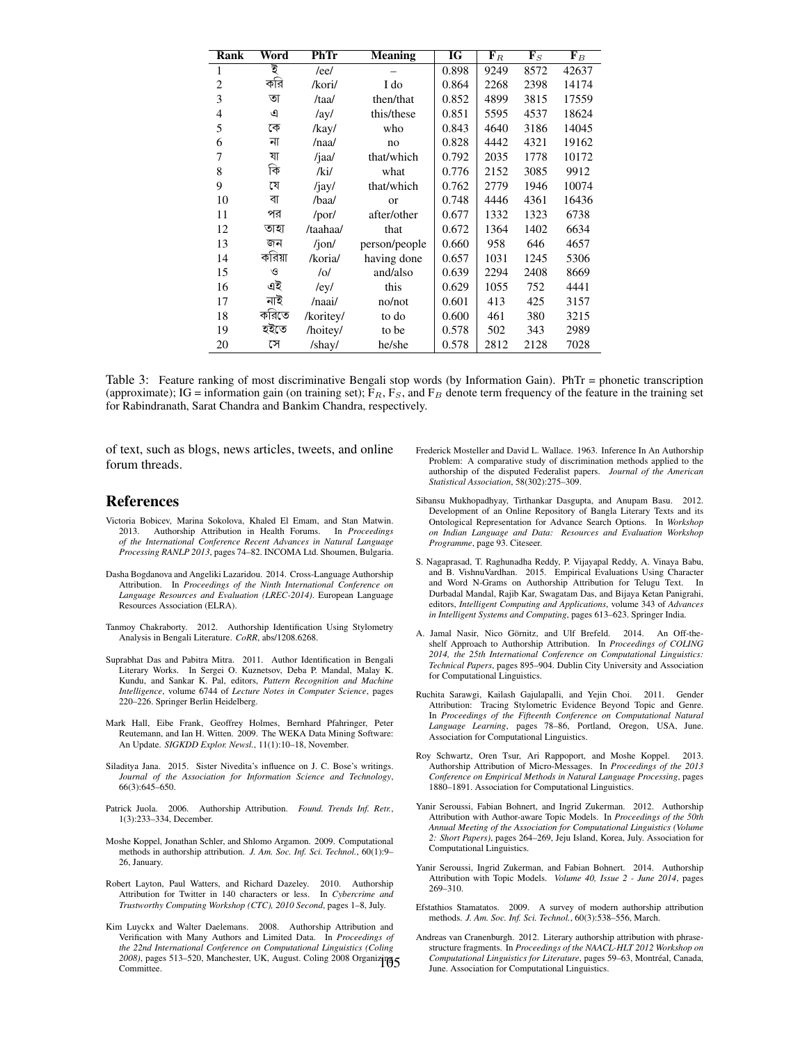| Rank | Word | PhTr | Meaning | IG | $\mathbf{F}_R$ | $\mathbf{F}_S$ | $\mathbf{F}_B$ |
|---|---|---|---|---|---|---|---|
| 1 | ই | /ee/ | – | 0.898 | 9249 | 8572 | 42637 |
| 2 | করি | /kori/ | I do | 0.864 | 2268 | 2398 | 14174 |
| 3 | তা | /taa/ | then/that | 0.852 | 4899 | 3815 | 17559 |
| 4 | এ | /ay/ | this/these | 0.851 | 5595 | 4537 | 18624 |
| 5 | কে | /kay/ | who | 0.843 | 4640 | 3186 | 14045 |
| 6 | না | /naa/ | no | 0.828 | 4442 | 4321 | 19162 |
| 7 | যা | /jaa/ | that/which | 0.792 | 2035 | 1778 | 10172 |
| 8 | কি | /ki/ | what | 0.776 | 2152 | 3085 | 9912 |
| 9 | যে | /jay/ | that/which | 0.762 | 2779 | 1946 | 10074 |
| 10 | বা | /baa/ | or | 0.748 | 4446 | 4361 | 16436 |
| 11 | পর | /por/ | after/other | 0.677 | 1332 | 1323 | 6738 |
| 12 | তাহা | /taahaa/ | that | 0.672 | 1364 | 1402 | 6634 |
| 13 | জন | /jon/ | person/people | 0.660 | 958 | 646 | 4657 |
| 14 | করিয়া | /koria/ | having done | 0.657 | 1031 | 1245 | 5306 |
| 15 | ও | /o/ | and/also | 0.639 | 2294 | 2408 | 8669 |
| 16 | এই | /ey/ | this | 0.629 | 1055 | 752 | 4441 |
| 17 | নাই | /naai/ | no/not | 0.601 | 413 | 425 | 3157 |
| 18 | করিতে | /koritey/ | to do | 0.600 | 461 | 380 | 3215 |
| 19 | হইতে | /hoitey/ | to be | 0.578 | 502 | 343 | 2989 |
| 20 | সে | /shay/ | he/she | 0.578 | 2812 | 2128 | 7028 |

Table 3: Feature ranking of most discriminative Bengali stop words (by Information Gain). PhTr = phonetic transcription (approximate); IG = information gain (on training set); $F_R$, $F_S$, and $F_B$ denote term frequency of the feature in the training set for Rabindranath, Sarat Chandra and Bankim Chandra, respectively.

of text, such as blogs, news articles, tweets, and online forum threads.

## References

Victoria Bobicev, Marina Sokolova, Khaled El Emam, and Stan Matwin. 2013. Authorship Attribution in Health Forums. In *Proceedings of the International Conference Recent Advances in Natural Language Processing RANLP 2013*, pages 74–82. INCOMA Ltd. Shoumen, Bulgaria.

Dasha Bogdanova and Angeliki Lazaridou. 2014. Cross-Language Authorship Attribution. In *Proceedings of the Ninth International Conference on Language Resources and Evaluation (LREC-2014)*. European Language Resources Association (ELRA).

Tanmoy Chakraborty. 2012. Authorship Identification Using Stylometry Analysis in Bengali Literature. *CoRR*, abs/1208.6268.

Suprabhat Das and Pabitra Mitra. 2011. Author Identification in Bengali Literary Works. In Sergei O. Kuznetsov, Deba P. Mandal, Malay K. Kundu, and Sankar K. Pal, editors, *Pattern Recognition and Machine Intelligence*, volume 6744 of *Lecture Notes in Computer Science*, pages 220–226. Springer Berlin Heidelberg.

Mark Hall, Eibe Frank, Geoffrey Holmes, Bernhard Pfahringer, Peter Reutemann, and Ian H. Witten. 2009. The WEKA Data Mining Software: An Update. *SIGKDD Explor. Newsl.*, 11(1):10–18, November.

Siladitya Jana. 2015. Sister Nivedita's influence on J. C. Bose's writings. *Journal of the Association for Information Science and Technology*, 66(3):645–650.

Patrick Juola. 2006. Authorship Attribution. *Found. Trends Inf. Retr.*, 1(3):233–334, December.

Moshe Koppel, Jonathan Schler, and Shlomo Argamon. 2009. Computational methods in authorship attribution. *J. Am. Soc. Inf. Sci. Technol.*, 60(1):9–26, January.

Robert Layton, Paul Watters, and Richard Dazeley. 2010. Authorship Attribution for Twitter in 140 characters or less. In *Cybercrime and Trustworthy Computing Workshop (CTC), 2010 Second*, pages 1–8, July.

Kim Luyckx and Walter Daelemans. 2008. Authorship Attribution and Verification with Many Authors and Limited Data. In *Proceedings of the 22nd International Conference on Computational Linguistics (Coling 2008)*, pages 513–520, Manchester, UK, August. Coling 2008 Organizing Committee.

Frederick Mosteller and David L. Wallace. 1963. Inference In An Authorship Problem: A comparative study of discrimination methods applied to the authorship of the disputed Federalist papers. *Journal of the American Statistical Association*, 58(302):275–309.

Sibansu Mukhopadhyay, Tirthankar Dasgupta, and Anupam Basu. 2012. Development of an Online Repository of Bangla Literary Texts and its Ontological Representation for Advance Search Options. In *Workshop on Indian Language and Data: Resources and Evaluation Workshop Programme*, page 93. Citeseer.

S. Nagaprasad, T. Raghunadha Reddy, P. Vijayapal Reddy, A. Vinaya Babu, and B. VishnuVardhan. 2015. Empirical Evaluations Using Character and Word N-Grams on Authorship Attribution for Telugu Text. In Durbadal Mandal, Rajib Kar, Swagatam Das, and Bijaya Ketan Panigrahi, editors, *Intelligent Computing and Applications*, volume 343 of *Advances in Intelligent Systems and Computing*, pages 613–623. Springer India.

A. Jamal Nasir, Nico Görnitz, and Ulf Brefeld. 2014. An Off-the-shelf Approach to Authorship Attribution. In *Proceedings of COLING 2014, the 25th International Conference on Computational Linguistics: Technical Papers*, pages 895–904. Dublin City University and Association for Computational Linguistics.

Ruchita Sarawgi, Kailash Gajulapalli, and Yejin Choi. 2011. Gender Attribution: Tracing Stylometric Evidence Beyond Topic and Genre. In *Proceedings of the Fifteenth Conference on Computational Natural Language Learning*, pages 78–86, Portland, Oregon, USA, June. Association for Computational Linguistics.

Roy Schwartz, Oren Tsur, Ari Rappoport, and Moshe Koppel. 2013. Authorship Attribution of Micro-Messages. In *Proceedings of the 2013 Conference on Empirical Methods in Natural Language Processing*, pages 1880–1891. Association for Computational Linguistics.

Yanir Seroussi, Fabian Bohnert, and Ingrid Zukerman. 2012. Authorship Attribution with Author-aware Topic Models. In *Proceedings of the 50th Annual Meeting of the Association for Computational Linguistics (Volume 2: Short Papers)*, pages 264–269, Jeju Island, Korea, July. Association for Computational Linguistics.

Yanir Seroussi, Ingrid Zukerman, and Fabian Bohnert. 2014. Authorship Attribution with Topic Models. *Volume 40, Issue 2 - June 2014*, pages 269–310.

Efstathios Stamatatos. 2009. A survey of modern authorship attribution methods. *J. Am. Soc. Inf. Sci. Technol.*, 60(3):538–556, March.

Andreas van Cranenburgh. 2012. Literary authorship attribution with phrase-structure fragments. In *Proceedings of the NAACL-HLT 2012 Workshop on Computational Linguistics for Literature*, pages 59–63, Montréal, Canada, June. Association for Computational Linguistics.